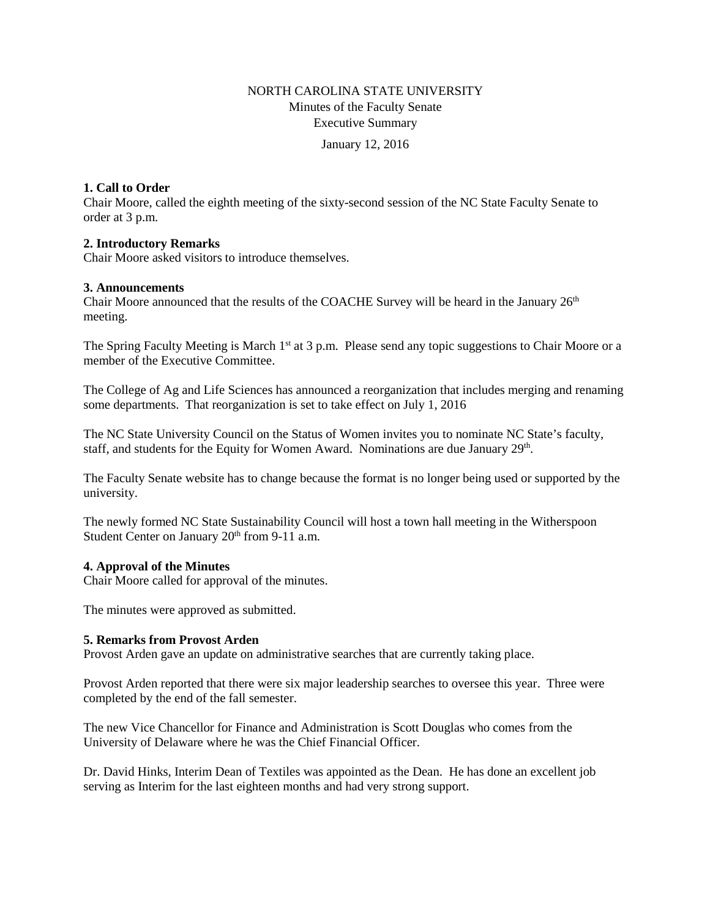NORTH CAROLINA STATE UNIVERSITY

Minutes of the Faculty Senate

Executive Summary

January 12, 2016

**1. Call to Order**

Chair Moore, called the eighth meeting of the sixty-second session of the NC State Faculty Senate to order at 3 p.m.

**2. Introductory Remarks**

Chair Moore asked visitors to introduce themselves.

**3. Announcements**

Chair Moore announced that the results of the COACHE Survey will be heard in the January 26th meeting.

The Spring Faculty Meeting is March 1st at 3 p.m. Please send any topic suggestions to Chair Moore or a member of the Executive Committee.

The College of Ag and Life Sciences has announced a reorganization that includes merging and renaming some departments. That reorganization is set to take effect on July 1, 2016

The NC State University Council on the Status of Women invites you to nominate NC State's faculty, staff, and students for the Equity for Women Award. Nominations are due January 29th.

The Faculty Senate website has to change because the format is no longer being used or supported by the university.

The newly formed NC State Sustainability Council will host a town hall meeting in the Witherspoon Student Center on January 20th from 9-11 a.m.

**4. Approval of the Minutes**

Chair Moore called for approval of the minutes.

The minutes were approved as submitted.

**5. Remarks from Provost Arden**

Provost Arden gave an update on administrative searches that are currently taking place.

Provost Arden reported that there were six major leadership searches to oversee this year. Three were completed by the end of the fall semester.

The new Vice Chancellor for Finance and Administration is Scott Douglas who comes from the University of Delaware where he was the Chief Financial Officer.

Dr. David Hinks, Interim Dean of Textiles was appointed as the Dean. He has done an excellent job serving as Interim for the last eighteen months and had very strong support.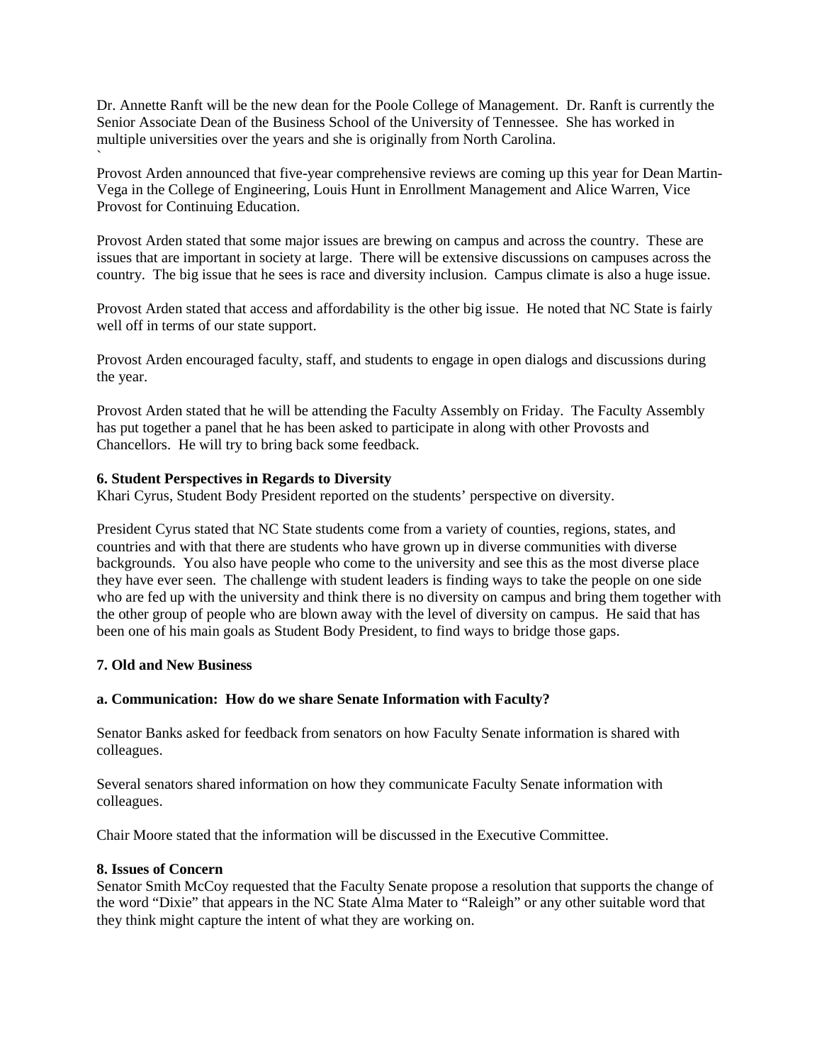Dr. Annette Ranft will be the new dean for the Poole College of Management. Dr. Ranft is currently the Senior Associate Dean of the Business School of the University of Tennessee. She has worked in multiple universities over the years and she is originally from North Carolina.
`

Provost Arden announced that five-year comprehensive reviews are coming up this year for Dean Martin-Vega in the College of Engineering, Louis Hunt in Enrollment Management and Alice Warren, Vice Provost for Continuing Education.

Provost Arden stated that some major issues are brewing on campus and across the country. These are issues that are important in society at large. There will be extensive discussions on campuses across the country. The big issue that he sees is race and diversity inclusion. Campus climate is also a huge issue.

Provost Arden stated that access and affordability is the other big issue. He noted that NC State is fairly well off in terms of our state support.

Provost Arden encouraged faculty, staff, and students to engage in open dialogs and discussions during the year.

Provost Arden stated that he will be attending the Faculty Assembly on Friday. The Faculty Assembly has put together a panel that he has been asked to participate in along with other Provosts and Chancellors. He will try to bring back some feedback.

**6. Student Perspectives in Regards to Diversity**
Khari Cyrus, Student Body President reported on the students' perspective on diversity.

President Cyrus stated that NC State students come from a variety of counties, regions, states, and countries and with that there are students who have grown up in diverse communities with diverse backgrounds. You also have people who come to the university and see this as the most diverse place they have ever seen. The challenge with student leaders is finding ways to take the people on one side who are fed up with the university and think there is no diversity on campus and bring them together with the other group of people who are blown away with the level of diversity on campus. He said that has been one of his main goals as Student Body President, to find ways to bridge those gaps.

**7. Old and New Business**

**a. Communication: How do we share Senate Information with Faculty?**

Senator Banks asked for feedback from senators on how Faculty Senate information is shared with colleagues.

Several senators shared information on how they communicate Faculty Senate information with colleagues.

Chair Moore stated that the information will be discussed in the Executive Committee.

**8. Issues of Concern**
Senator Smith McCoy requested that the Faculty Senate propose a resolution that supports the change of the word "Dixie" that appears in the NC State Alma Mater to "Raleigh" or any other suitable word that they think might capture the intent of what they are working on.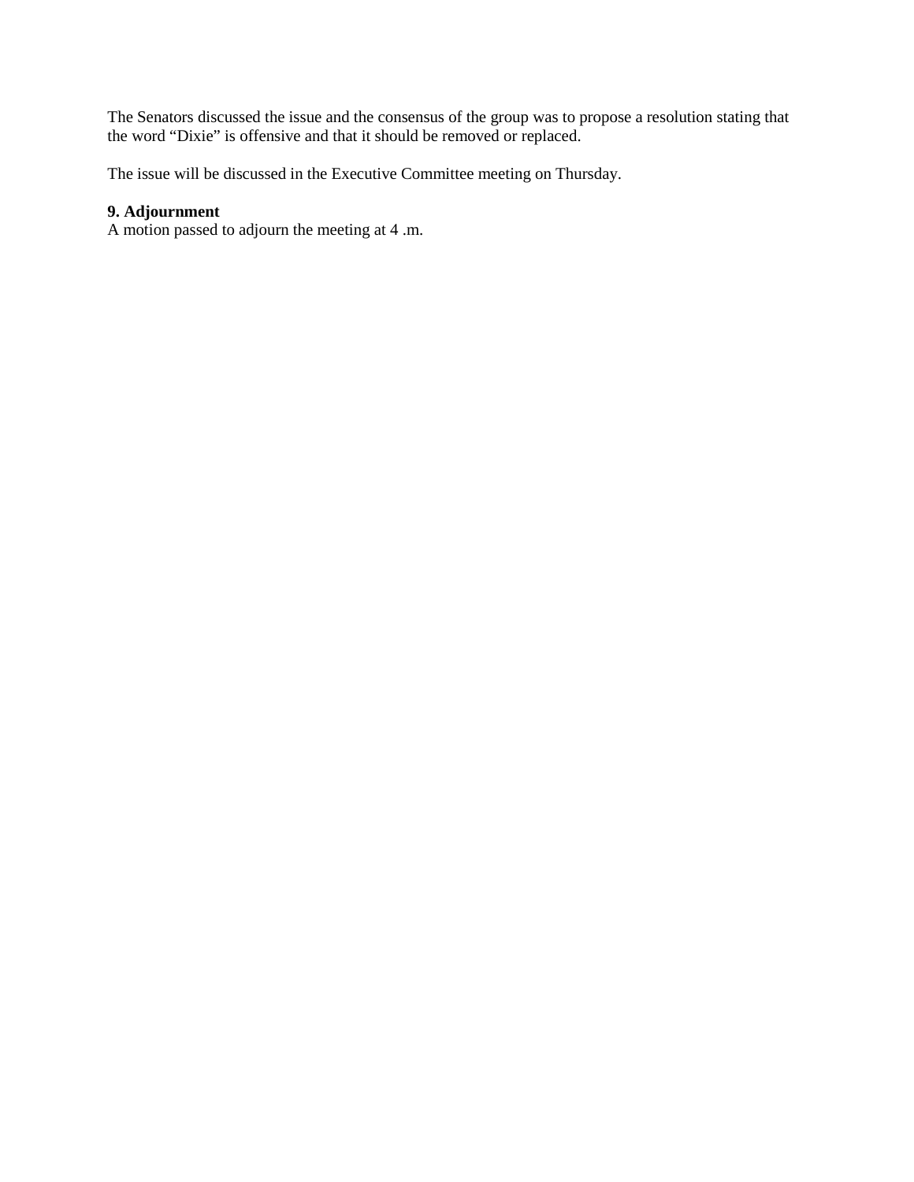The Senators discussed the issue and the consensus of the group was to propose a resolution stating that the word "Dixie" is offensive and that it should be removed or replaced.

The issue will be discussed in the Executive Committee meeting on Thursday.

**9. Adjournment**
A motion passed to adjourn the meeting at 4 .m.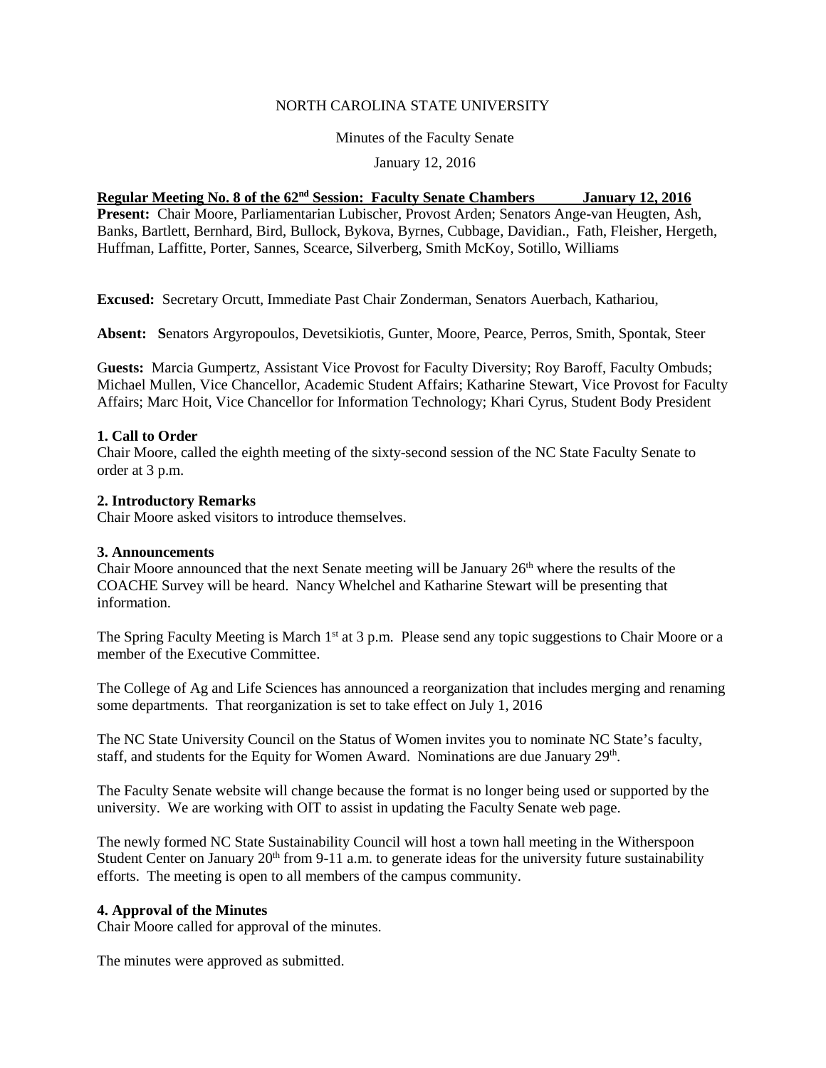NORTH CAROLINA STATE UNIVERSITY

Minutes of the Faculty Senate

January 12, 2016

**Regular Meeting No. 8 of the 62nd Session: Faculty Senate Chambers January 12, 2016**

**Present:** Chair Moore, Parliamentarian Lubischer, Provost Arden; Senators Ange-van Heugten, Ash, Banks, Bartlett, Bernhard, Bird, Bullock, Bykova, Byrnes, Cubbage, Davidian., Fath, Fleisher, Hergeth, Huffman, Laffitte, Porter, Sannes, Scearce, Silverberg, Smith McKoy, Sotillo, Williams

**Excused:** Secretary Orcutt, Immediate Past Chair Zonderman, Senators Auerbach, Kathariou,

**Absent:** **S**enators Argyropoulos, Devetsikiotis, Gunter, Moore, Pearce, Perros, Smith, Spontak, Steer

G**uests:** Marcia Gumpertz, Assistant Vice Provost for Faculty Diversity; Roy Baroff, Faculty Ombuds; Michael Mullen, Vice Chancellor, Academic Student Affairs; Katharine Stewart, Vice Provost for Faculty Affairs; Marc Hoit, Vice Chancellor for Information Technology; Khari Cyrus, Student Body President

**1. Call to Order**

Chair Moore, called the eighth meeting of the sixty-second session of the NC State Faculty Senate to order at 3 p.m.

**2. Introductory Remarks**

Chair Moore asked visitors to introduce themselves.

**3. Announcements**

Chair Moore announced that the next Senate meeting will be January 26th where the results of the COACHE Survey will be heard. Nancy Whelchel and Katharine Stewart will be presenting that information.

The Spring Faculty Meeting is March 1st at 3 p.m. Please send any topic suggestions to Chair Moore or a member of the Executive Committee.

The College of Ag and Life Sciences has announced a reorganization that includes merging and renaming some departments. That reorganization is set to take effect on July 1, 2016

The NC State University Council on the Status of Women invites you to nominate NC State's faculty, staff, and students for the Equity for Women Award. Nominations are due January 29th.

The Faculty Senate website will change because the format is no longer being used or supported by the university. We are working with OIT to assist in updating the Faculty Senate web page.

The newly formed NC State Sustainability Council will host a town hall meeting in the Witherspoon Student Center on January 20th from 9-11 a.m. to generate ideas for the university future sustainability efforts. The meeting is open to all members of the campus community.

**4. Approval of the Minutes**

Chair Moore called for approval of the minutes.

The minutes were approved as submitted.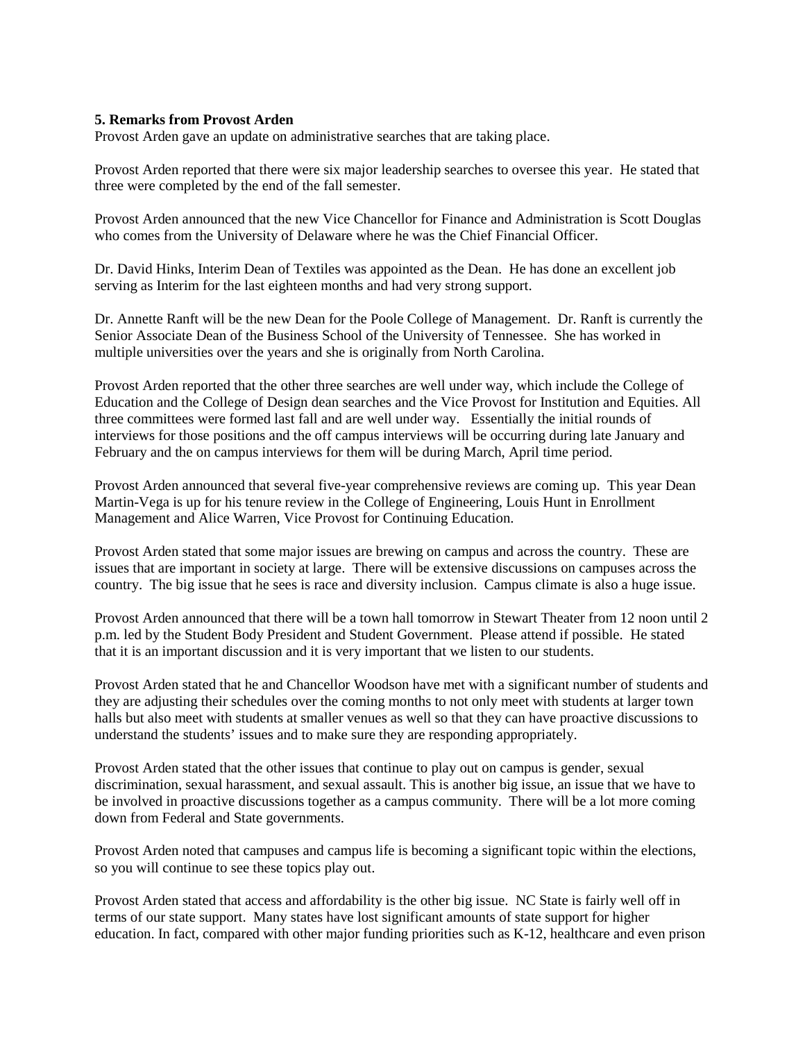**5. Remarks from Provost Arden**

Provost Arden gave an update on administrative searches that are taking place.

Provost Arden reported that there were six major leadership searches to oversee this year. He stated that three were completed by the end of the fall semester.

Provost Arden announced that the new Vice Chancellor for Finance and Administration is Scott Douglas who comes from the University of Delaware where he was the Chief Financial Officer.

Dr. David Hinks, Interim Dean of Textiles was appointed as the Dean. He has done an excellent job serving as Interim for the last eighteen months and had very strong support.

Dr. Annette Ranft will be the new Dean for the Poole College of Management. Dr. Ranft is currently the Senior Associate Dean of the Business School of the University of Tennessee. She has worked in multiple universities over the years and she is originally from North Carolina.

Provost Arden reported that the other three searches are well under way, which include the College of Education and the College of Design dean searches and the Vice Provost for Institution and Equities. All three committees were formed last fall and are well under way. Essentially the initial rounds of interviews for those positions and the off campus interviews will be occurring during late January and February and the on campus interviews for them will be during March, April time period.

Provost Arden announced that several five-year comprehensive reviews are coming up. This year Dean Martin-Vega is up for his tenure review in the College of Engineering, Louis Hunt in Enrollment Management and Alice Warren, Vice Provost for Continuing Education.

Provost Arden stated that some major issues are brewing on campus and across the country. These are issues that are important in society at large. There will be extensive discussions on campuses across the country. The big issue that he sees is race and diversity inclusion. Campus climate is also a huge issue.

Provost Arden announced that there will be a town hall tomorrow in Stewart Theater from 12 noon until 2 p.m. led by the Student Body President and Student Government. Please attend if possible. He stated that it is an important discussion and it is very important that we listen to our students.

Provost Arden stated that he and Chancellor Woodson have met with a significant number of students and they are adjusting their schedules over the coming months to not only meet with students at larger town halls but also meet with students at smaller venues as well so that they can have proactive discussions to understand the students' issues and to make sure they are responding appropriately.

Provost Arden stated that the other issues that continue to play out on campus is gender, sexual discrimination, sexual harassment, and sexual assault. This is another big issue, an issue that we have to be involved in proactive discussions together as a campus community. There will be a lot more coming down from Federal and State governments.

Provost Arden noted that campuses and campus life is becoming a significant topic within the elections, so you will continue to see these topics play out.

Provost Arden stated that access and affordability is the other big issue. NC State is fairly well off in terms of our state support. Many states have lost significant amounts of state support for higher education. In fact, compared with other major funding priorities such as K-12, healthcare and even prison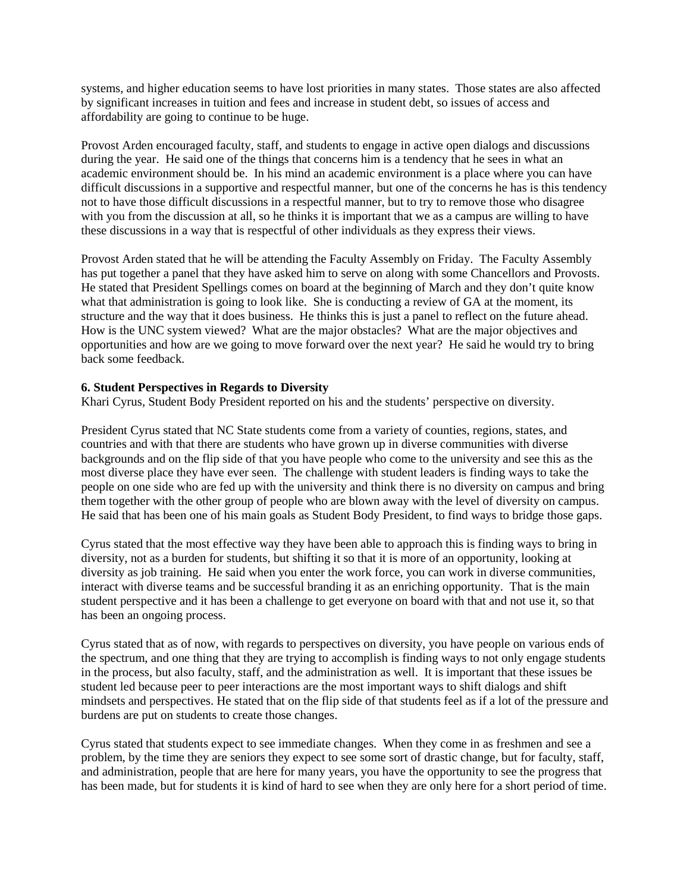systems, and higher education seems to have lost priorities in many states. Those states are also affected by significant increases in tuition and fees and increase in student debt, so issues of access and affordability are going to continue to be huge.

Provost Arden encouraged faculty, staff, and students to engage in active open dialogs and discussions during the year. He said one of the things that concerns him is a tendency that he sees in what an academic environment should be. In his mind an academic environment is a place where you can have difficult discussions in a supportive and respectful manner, but one of the concerns he has is this tendency not to have those difficult discussions in a respectful manner, but to try to remove those who disagree with you from the discussion at all, so he thinks it is important that we as a campus are willing to have these discussions in a way that is respectful of other individuals as they express their views.

Provost Arden stated that he will be attending the Faculty Assembly on Friday. The Faculty Assembly has put together a panel that they have asked him to serve on along with some Chancellors and Provosts. He stated that President Spellings comes on board at the beginning of March and they don't quite know what that administration is going to look like. She is conducting a review of GA at the moment, its structure and the way that it does business. He thinks this is just a panel to reflect on the future ahead. How is the UNC system viewed? What are the major obstacles? What are the major objectives and opportunities and how are we going to move forward over the next year? He said he would try to bring back some feedback.

**6. Student Perspectives in Regards to Diversity**

Khari Cyrus, Student Body President reported on his and the students' perspective on diversity.

President Cyrus stated that NC State students come from a variety of counties, regions, states, and countries and with that there are students who have grown up in diverse communities with diverse backgrounds and on the flip side of that you have people who come to the university and see this as the most diverse place they have ever seen. The challenge with student leaders is finding ways to take the people on one side who are fed up with the university and think there is no diversity on campus and bring them together with the other group of people who are blown away with the level of diversity on campus. He said that has been one of his main goals as Student Body President, to find ways to bridge those gaps.

Cyrus stated that the most effective way they have been able to approach this is finding ways to bring in diversity, not as a burden for students, but shifting it so that it is more of an opportunity, looking at diversity as job training. He said when you enter the work force, you can work in diverse communities, interact with diverse teams and be successful branding it as an enriching opportunity. That is the main student perspective and it has been a challenge to get everyone on board with that and not use it, so that has been an ongoing process.

Cyrus stated that as of now, with regards to perspectives on diversity, you have people on various ends of the spectrum, and one thing that they are trying to accomplish is finding ways to not only engage students in the process, but also faculty, staff, and the administration as well. It is important that these issues be student led because peer to peer interactions are the most important ways to shift dialogs and shift mindsets and perspectives. He stated that on the flip side of that students feel as if a lot of the pressure and burdens are put on students to create those changes.

Cyrus stated that students expect to see immediate changes. When they come in as freshmen and see a problem, by the time they are seniors they expect to see some sort of drastic change, but for faculty, staff, and administration, people that are here for many years, you have the opportunity to see the progress that has been made, but for students it is kind of hard to see when they are only here for a short period of time.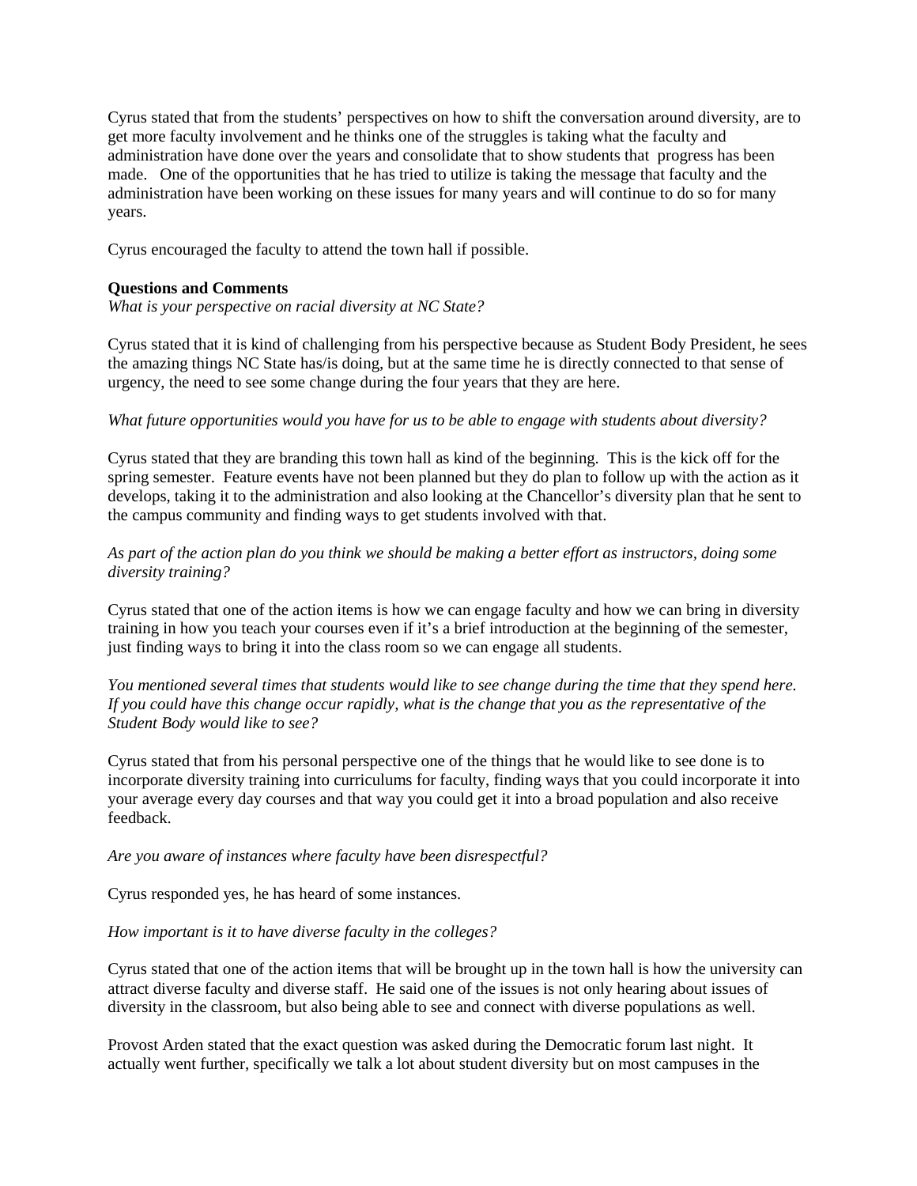Cyrus stated that from the students' perspectives on how to shift the conversation around diversity, are to get more faculty involvement and he thinks one of the struggles is taking what the faculty and administration have done over the years and consolidate that to show students that progress has been made. One of the opportunities that he has tried to utilize is taking the message that faculty and the administration have been working on these issues for many years and will continue to do so for many years.

Cyrus encouraged the faculty to attend the town hall if possible.

**Questions and Comments**

*What is your perspective on racial diversity at NC State?*

Cyrus stated that it is kind of challenging from his perspective because as Student Body President, he sees the amazing things NC State has/is doing, but at the same time he is directly connected to that sense of urgency, the need to see some change during the four years that they are here.

*What future opportunities would you have for us to be able to engage with students about diversity?*

Cyrus stated that they are branding this town hall as kind of the beginning. This is the kick off for the spring semester. Feature events have not been planned but they do plan to follow up with the action as it develops, taking it to the administration and also looking at the Chancellor's diversity plan that he sent to the campus community and finding ways to get students involved with that.

*As part of the action plan do you think we should be making a better effort as instructors, doing some diversity training?*

Cyrus stated that one of the action items is how we can engage faculty and how we can bring in diversity training in how you teach your courses even if it's a brief introduction at the beginning of the semester, just finding ways to bring it into the class room so we can engage all students.

*You mentioned several times that students would like to see change during the time that they spend here. If you could have this change occur rapidly, what is the change that you as the representative of the Student Body would like to see?*

Cyrus stated that from his personal perspective one of the things that he would like to see done is to incorporate diversity training into curriculums for faculty, finding ways that you could incorporate it into your average every day courses and that way you could get it into a broad population and also receive feedback.

*Are you aware of instances where faculty have been disrespectful?*

Cyrus responded yes, he has heard of some instances.

*How important is it to have diverse faculty in the colleges?*

Cyrus stated that one of the action items that will be brought up in the town hall is how the university can attract diverse faculty and diverse staff. He said one of the issues is not only hearing about issues of diversity in the classroom, but also being able to see and connect with diverse populations as well.

Provost Arden stated that the exact question was asked during the Democratic forum last night. It actually went further, specifically we talk a lot about student diversity but on most campuses in the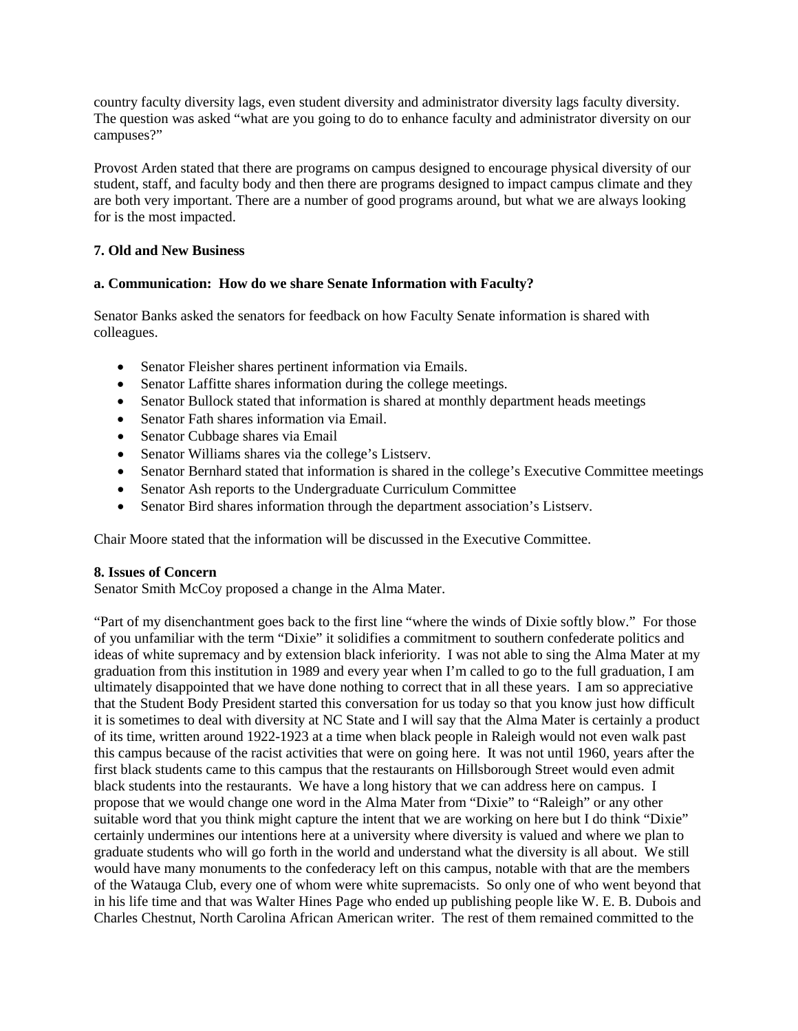country faculty diversity lags, even student diversity and administrator diversity lags faculty diversity. The question was asked "what are you going to do to enhance faculty and administrator diversity on our campuses?"

Provost Arden stated that there are programs on campus designed to encourage physical diversity of our student, staff, and faculty body and then there are programs designed to impact campus climate and they are both very important. There are a number of good programs around, but what we are always looking for is the most impacted.

**7. Old and New Business**

**a. Communication: How do we share Senate Information with Faculty?**

Senator Banks asked the senators for feedback on how Faculty Senate information is shared with colleagues.

- Senator Fleisher shares pertinent information via Emails.
- Senator Laffitte shares information during the college meetings.
- Senator Bullock stated that information is shared at monthly department heads meetings
- Senator Fath shares information via Email.
- Senator Cubbage shares via Email
- Senator Williams shares via the college's Listserv.
- Senator Bernhard stated that information is shared in the college's Executive Committee meetings
- Senator Ash reports to the Undergraduate Curriculum Committee
- Senator Bird shares information through the department association's Listserv.

Chair Moore stated that the information will be discussed in the Executive Committee.

**8. Issues of Concern**

Senator Smith McCoy proposed a change in the Alma Mater.

"Part of my disenchantment goes back to the first line "where the winds of Dixie softly blow." For those of you unfamiliar with the term "Dixie" it solidifies a commitment to southern confederate politics and ideas of white supremacy and by extension black inferiority. I was not able to sing the Alma Mater at my graduation from this institution in 1989 and every year when I'm called to go to the full graduation, I am ultimately disappointed that we have done nothing to correct that in all these years. I am so appreciative that the Student Body President started this conversation for us today so that you know just how difficult it is sometimes to deal with diversity at NC State and I will say that the Alma Mater is certainly a product of its time, written around 1922-1923 at a time when black people in Raleigh would not even walk past this campus because of the racist activities that were on going here. It was not until 1960, years after the first black students came to this campus that the restaurants on Hillsborough Street would even admit black students into the restaurants. We have a long history that we can address here on campus. I propose that we would change one word in the Alma Mater from "Dixie" to "Raleigh" or any other suitable word that you think might capture the intent that we are working on here but I do think "Dixie" certainly undermines our intentions here at a university where diversity is valued and where we plan to graduate students who will go forth in the world and understand what the diversity is all about. We still would have many monuments to the confederacy left on this campus, notable with that are the members of the Watauga Club, every one of whom were white supremacists. So only one of who went beyond that in his life time and that was Walter Hines Page who ended up publishing people like W. E. B. Dubois and Charles Chestnut, North Carolina African American writer. The rest of them remained committed to the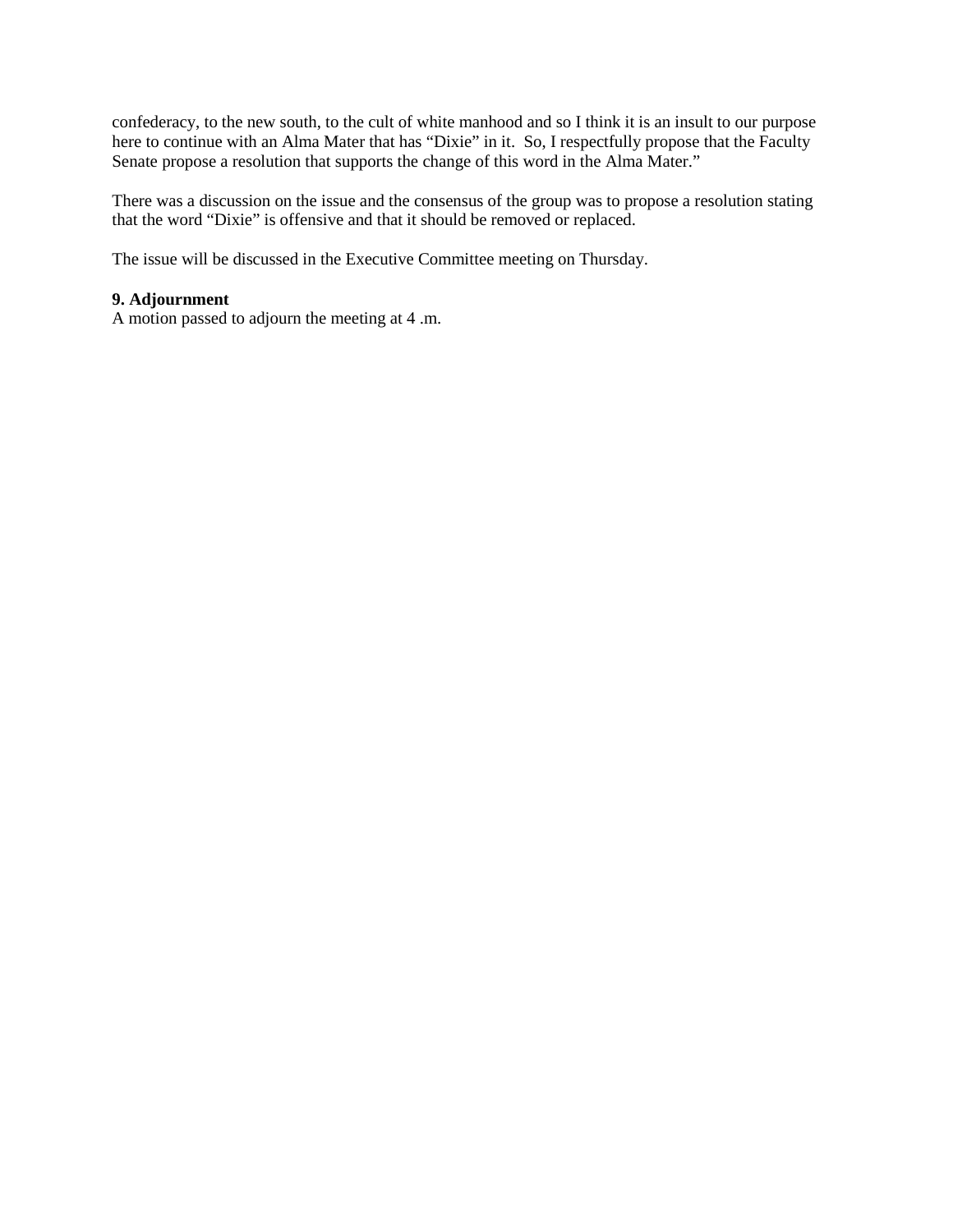confederacy, to the new south, to the cult of white manhood and so I think it is an insult to our purpose here to continue with an Alma Mater that has "Dixie" in it. So, I respectfully propose that the Faculty Senate propose a resolution that supports the change of this word in the Alma Mater."

There was a discussion on the issue and the consensus of the group was to propose a resolution stating that the word "Dixie" is offensive and that it should be removed or replaced.

The issue will be discussed in the Executive Committee meeting on Thursday.

**9. Adjournment**

A motion passed to adjourn the meeting at 4 .m.